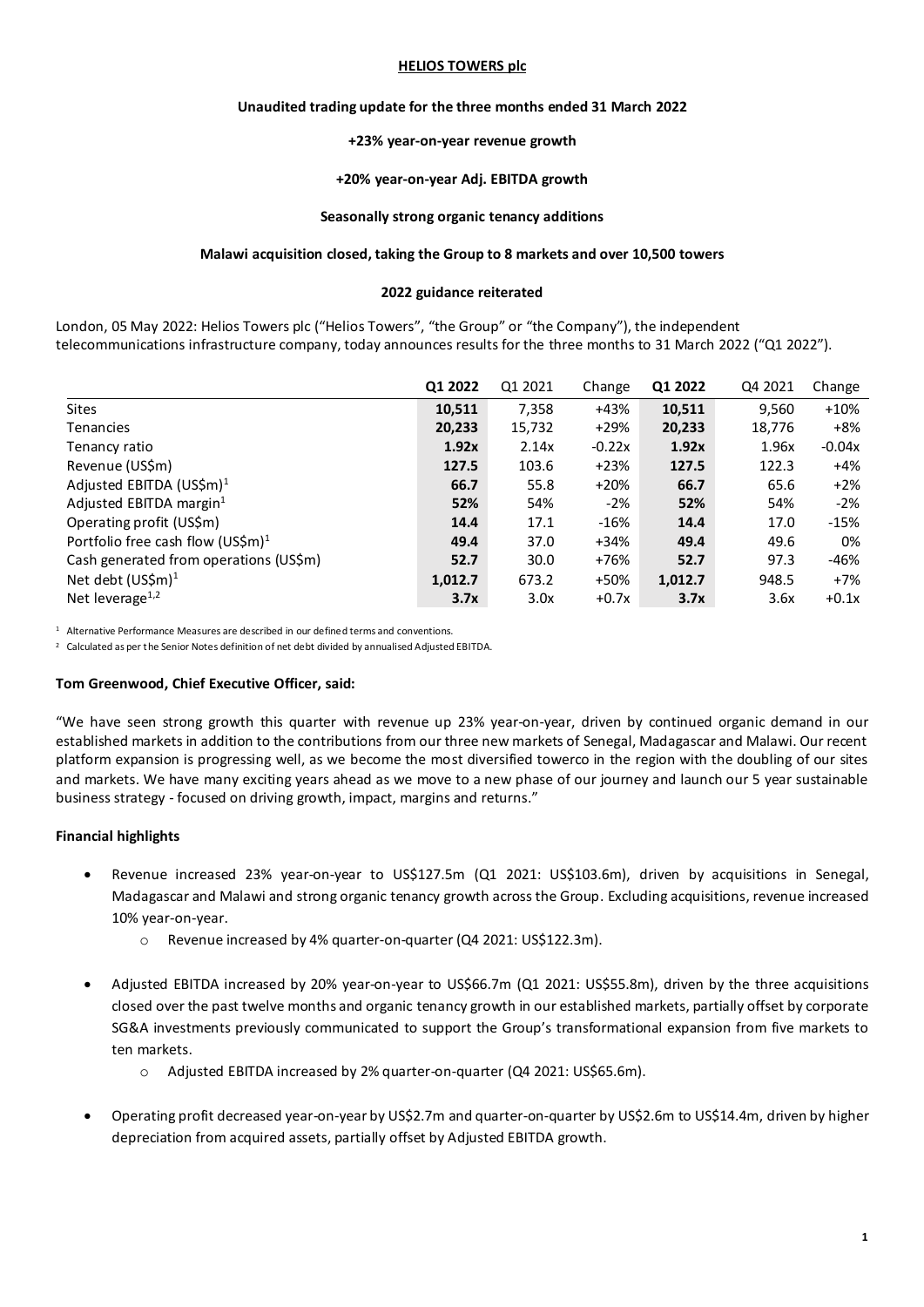# HELIOS TOWERS plc

## Unaudited trading update for the three months ended 31 March 2022

**+23% year-on-year revenue growth**

**+20% year-on-year Adj. EBITDA growth**

**Seasonally strong organic tenancy additions**

**Malawi acquisition closed, taking the Group to 8 markets and over 10,500 towers**

**2022 guidance reiterated**

London, 05 May 2022: Helios Towers plc ("Helios Towers", "the Group" or "the Company"), the independent telecommunications infrastructure company, today announces results for the three months to 31 March 2022 ("Q1 2022").

| | **Q1 2022** | Q1 2021 | Change | **Q1 2022** | Q4 2021 | Change |
|---|---|---|---|---|---|---|
| Sites | **10,511** | 7,358 | +43% | **10,511** | 9,560 | +10% |
| Tenancies | **20,233** | 15,732 | +29% | **20,233** | 18,776 | +8% |
| Tenancy ratio | **1.92x** | 2.14x | -0.22x | **1.92x** | 1.96x | -0.04x |
| Revenue (US$m) | **127.5** | 103.6 | +23% | **127.5** | 122.3 | +4% |
| Adjusted EBITDA (US$m)[1] | **66.7** | 55.8 | +20% | **66.7** | 65.6 | +2% |
| Adjusted EBITDA margin[1] | **52%** | 54% | -2% | **52%** | 54% | -2% |
| Operating profit (US$m) | **14.4** | 17.1 | -16% | **14.4** | 17.0 | -15% |
| Portfolio free cash flow (US$m)[1] | **49.4** | 37.0 | +34% | **49.4** | 49.6 | 0% |
| Cash generated from operations (US$m) | **52.7** | 30.0 | +76% | **52.7** | 97.3 | -46% |
| Net debt (US$m)[1] | **1,012.7** | 673.2 | +50% | **1,012.7** | 948.5 | +7% |
| Net leverage[1,2] | **3.7x** | 3.0x | +0.7x | **3.7x** | 3.6x | +0.1x |

[1] Alternative Performance Measures are described in our defined terms and conventions.

[2] Calculated as per the Senior Notes definition of net debt divided by annualised Adjusted EBITDA.

**Tom Greenwood, Chief Executive Officer, said:**

"We have seen strong growth this quarter with revenue up 23% year-on-year, driven by continued organic demand in our established markets in addition to the contributions from our three new markets of Senegal, Madagascar and Malawi. Our recent platform expansion is progressing well, as we become the most diversified towerco in the region with the doubling of our sites and markets. We have many exciting years ahead as we move to a new phase of our journey and launch our 5 year sustainable business strategy - focused on driving growth, impact, margins and returns."

**Financial highlights**

- Revenue increased 23% year-on-year to US$127.5m (Q1 2021: US$103.6m), driven by acquisitions in Senegal, Madagascar and Malawi and strong organic tenancy growth across the Group. Excluding acquisitions, revenue increased 10% year-on-year.
  - Revenue increased by 4% quarter-on-quarter (Q4 2021: US$122.3m).

- Adjusted EBITDA increased by 20% year-on-year to US$66.7m (Q1 2021: US$55.8m), driven by the three acquisitions closed over the past twelve months and organic tenancy growth in our established markets, partially offset by corporate SG&A investments previously communicated to support the Group's transformational expansion from five markets to ten markets.
  - Adjusted EBITDA increased by 2% quarter-on-quarter (Q4 2021: US$65.6m).

- Operating profit decreased year-on-year by US$2.7m and quarter-on-quarter by US$2.6m to US$14.4m, driven by higher depreciation from acquired assets, partially offset by Adjusted EBITDA growth.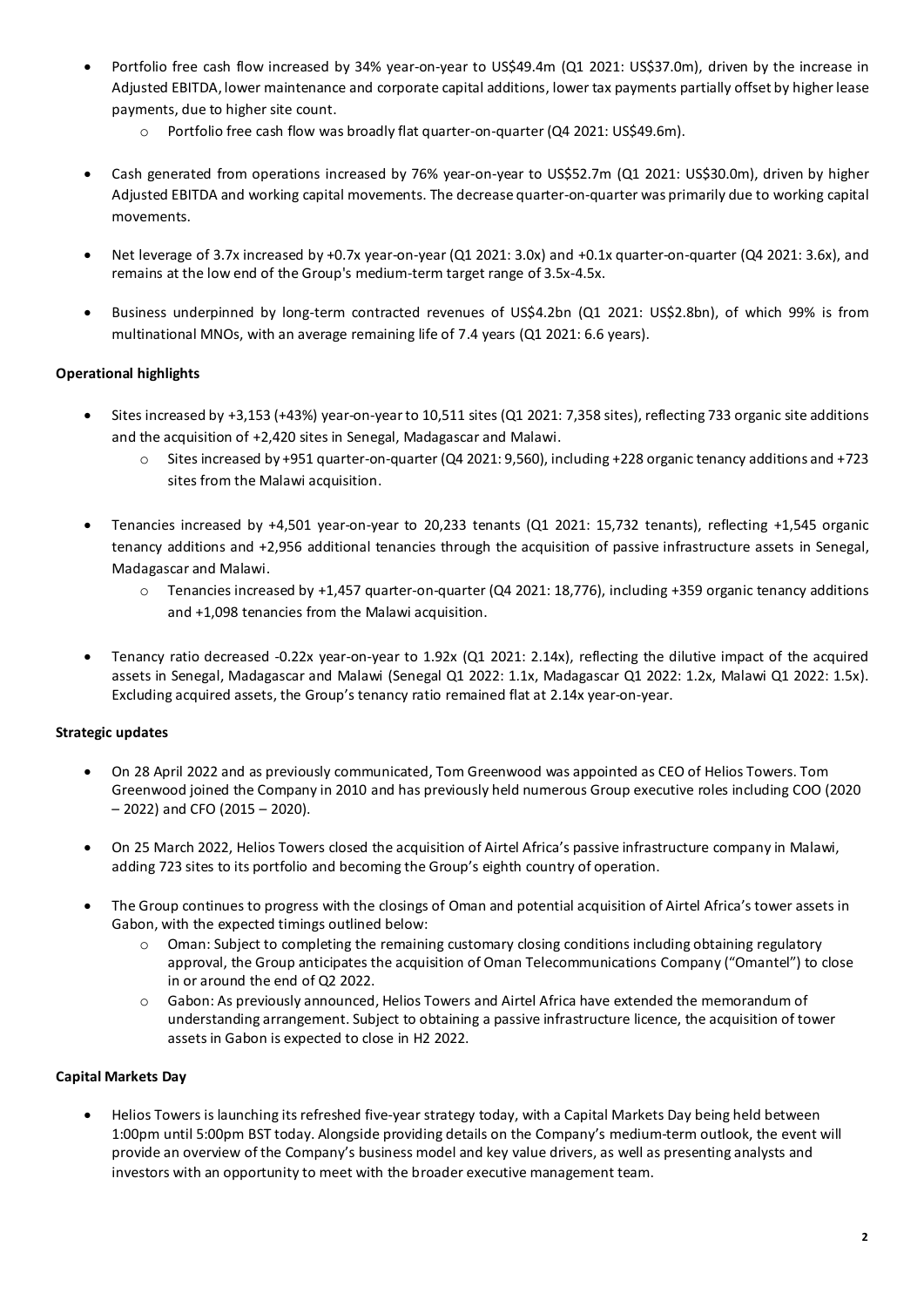- Portfolio free cash flow increased by 34% year-on-year to US$49.4m (Q1 2021: US$37.0m), driven by the increase in Adjusted EBITDA, lower maintenance and corporate capital additions, lower tax payments partially offset by higher lease payments, due to higher site count.
  - Portfolio free cash flow was broadly flat quarter-on-quarter (Q4 2021: US$49.6m).

- Cash generated from operations increased by 76% year-on-year to US$52.7m (Q1 2021: US$30.0m), driven by higher Adjusted EBITDA and working capital movements. The decrease quarter-on-quarter was primarily due to working capital movements.

- Net leverage of 3.7x increased by +0.7x year-on-year (Q1 2021: 3.0x) and +0.1x quarter-on-quarter (Q4 2021: 3.6x), and remains at the low end of the Group's medium-term target range of 3.5x-4.5x.

- Business underpinned by long-term contracted revenues of US$4.2bn (Q1 2021: US$2.8bn), of which 99% is from multinational MNOs, with an average remaining life of 7.4 years (Q1 2021: 6.6 years).

**Operational highlights**

- Sites increased by +3,153 (+43%) year-on-year to 10,511 sites (Q1 2021: 7,358 sites), reflecting 733 organic site additions and the acquisition of +2,420 sites in Senegal, Madagascar and Malawi.
  - Sites increased by +951 quarter-on-quarter (Q4 2021: 9,560), including +228 organic tenancy additions and +723 sites from the Malawi acquisition.

- Tenancies increased by +4,501 year-on-year to 20,233 tenants (Q1 2021: 15,732 tenants), reflecting +1,545 organic tenancy additions and +2,956 additional tenancies through the acquisition of passive infrastructure assets in Senegal, Madagascar and Malawi.
  - Tenancies increased by +1,457 quarter-on-quarter (Q4 2021: 18,776), including +359 organic tenancy additions and +1,098 tenancies from the Malawi acquisition.

- Tenancy ratio decreased -0.22x year-on-year to 1.92x (Q1 2021: 2.14x), reflecting the dilutive impact of the acquired assets in Senegal, Madagascar and Malawi (Senegal Q1 2022: 1.1x, Madagascar Q1 2022: 1.2x, Malawi Q1 2022: 1.5x). Excluding acquired assets, the Group's tenancy ratio remained flat at 2.14x year-on-year.

**Strategic updates**

- On 28 April 2022 and as previously communicated, Tom Greenwood was appointed as CEO of Helios Towers. Tom Greenwood joined the Company in 2010 and has previously held numerous Group executive roles including COO (2020 – 2022) and CFO (2015 – 2020).

- On 25 March 2022, Helios Towers closed the acquisition of Airtel Africa's passive infrastructure company in Malawi, adding 723 sites to its portfolio and becoming the Group's eighth country of operation.

- The Group continues to progress with the closings of Oman and potential acquisition of Airtel Africa's tower assets in Gabon, with the expected timings outlined below:
  - Oman: Subject to completing the remaining customary closing conditions including obtaining regulatory approval, the Group anticipates the acquisition of Oman Telecommunications Company ("Omantel") to close in or around the end of Q2 2022.
  - Gabon: As previously announced, Helios Towers and Airtel Africa have extended the memorandum of understanding arrangement. Subject to obtaining a passive infrastructure licence, the acquisition of tower assets in Gabon is expected to close in H2 2022.

**Capital Markets Day**

- Helios Towers is launching its refreshed five-year strategy today, with a Capital Markets Day being held between 1:00pm until 5:00pm BST today. Alongside providing details on the Company's medium-term outlook, the event will provide an overview of the Company's business model and key value drivers, as well as presenting analysts and investors with an opportunity to meet with the broader executive management team.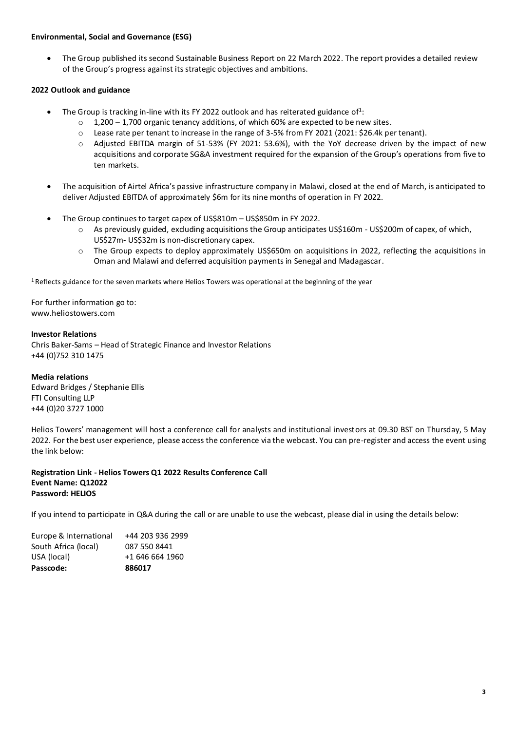**Environmental, Social and Governance (ESG)**

- The Group published its second Sustainable Business Report on 22 March 2022. The report provides a detailed review of the Group's progress against its strategic objectives and ambitions.

**2022 Outlook and guidance**

- The Group is tracking in-line with its FY 2022 outlook and has reiterated guidance of[1]:
  - 1,200 – 1,700 organic tenancy additions, of which 60% are expected to be new sites.
  - Lease rate per tenant to increase in the range of 3-5% from FY 2021 (2021: $26.4k per tenant).
  - Adjusted EBITDA margin of 51-53% (FY 2021: 53.6%), with the YoY decrease driven by the impact of new acquisitions and corporate SG&A investment required for the expansion of the Group's operations from five to ten markets.

- The acquisition of Airtel Africa's passive infrastructure company in Malawi, closed at the end of March, is anticipated to deliver Adjusted EBITDA of approximately $6m for its nine months of operation in FY 2022.

- The Group continues to target capex of US$810m – US$850m in FY 2022.
  - As previously guided, excluding acquisitions the Group anticipates US$160m - US$200m of capex, of which, US$27m- US$32m is non-discretionary capex.
  - The Group expects to deploy approximately US$650m on acquisitions in 2022, reflecting the acquisitions in Oman and Malawi and deferred acquisition payments in Senegal and Madagascar.

[1] Reflects guidance for the seven markets where Helios Towers was operational at the beginning of the year

For further information go to:
www.heliostowers.com

**Investor Relations**
Chris Baker-Sams – Head of Strategic Finance and Investor Relations
+44 (0)752 310 1475

**Media relations**
Edward Bridges / Stephanie Ellis
FTI Consulting LLP
+44 (0)20 3727 1000

Helios Towers' management will host a conference call for analysts and institutional investors at 09.30 BST on Thursday, 5 May 2022. For the best user experience, please access the conference via the webcast. You can pre-register and access the event using the link below:

**Registration Link - Helios Towers Q1 2022 Results Conference Call**
**Event Name: Q12022**
**Password: HELIOS**

If you intend to participate in Q&A during the call or are unable to use the webcast, please dial in using the details below:

| | |
|---|---|
| Europe & International | +44 203 936 2999 |
| South Africa (local) | 087 550 8441 |
| USA (local) | +1 646 664 1960 |
| **Passcode:** | **886017** |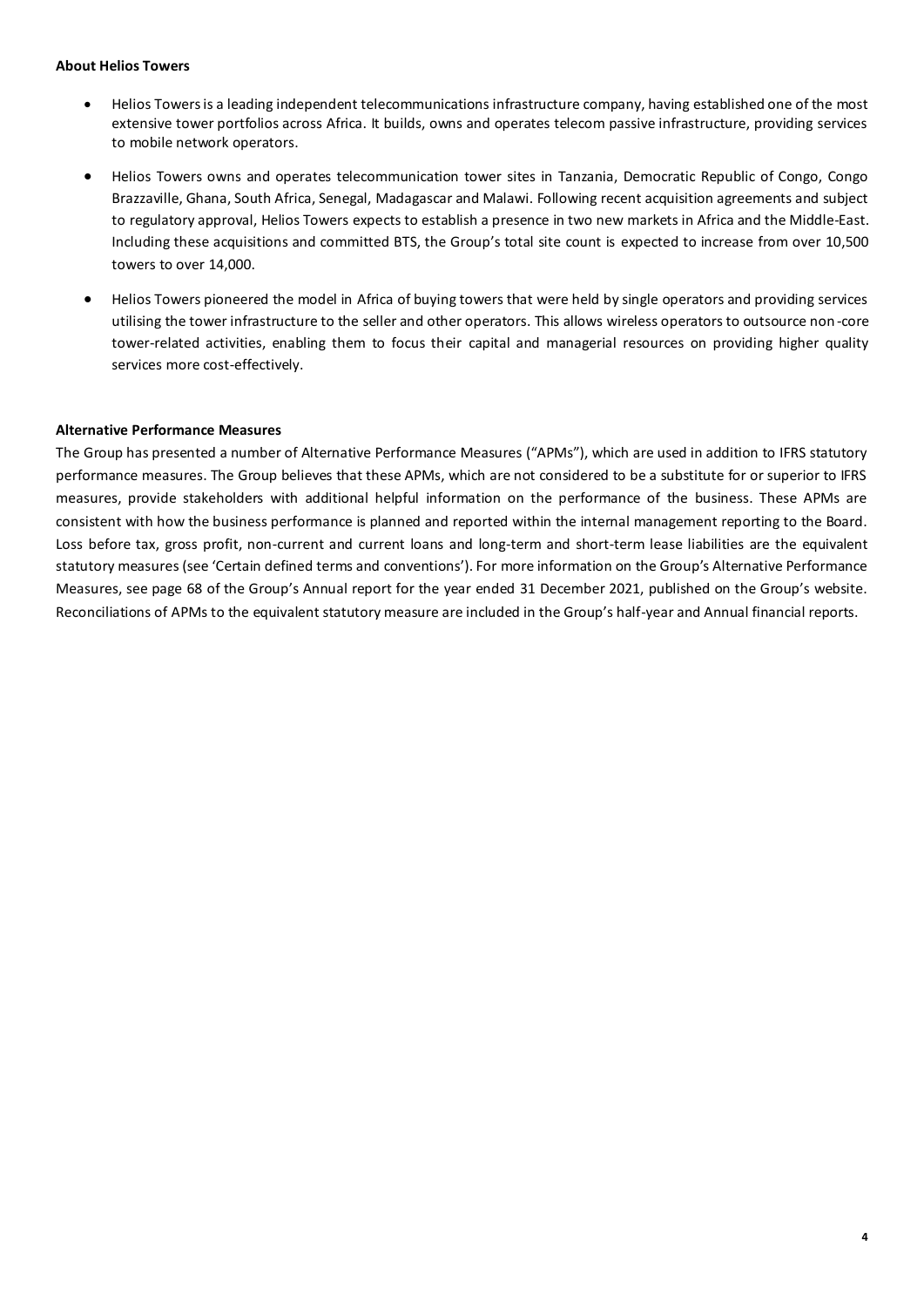**About Helios Towers**

- Helios Towers is a leading independent telecommunications infrastructure company, having established one of the most extensive tower portfolios across Africa. It builds, owns and operates telecom passive infrastructure, providing services to mobile network operators.
- Helios Towers owns and operates telecommunication tower sites in Tanzania, Democratic Republic of Congo, Congo Brazzaville, Ghana, South Africa, Senegal, Madagascar and Malawi. Following recent acquisition agreements and subject to regulatory approval, Helios Towers expects to establish a presence in two new markets in Africa and the Middle-East. Including these acquisitions and committed BTS, the Group's total site count is expected to increase from over 10,500 towers to over 14,000.
- Helios Towers pioneered the model in Africa of buying towers that were held by single operators and providing services utilising the tower infrastructure to the seller and other operators. This allows wireless operators to outsource non-core tower-related activities, enabling them to focus their capital and managerial resources on providing higher quality services more cost-effectively.

**Alternative Performance Measures**

The Group has presented a number of Alternative Performance Measures ("APMs"), which are used in addition to IFRS statutory performance measures. The Group believes that these APMs, which are not considered to be a substitute for or superior to IFRS measures, provide stakeholders with additional helpful information on the performance of the business. These APMs are consistent with how the business performance is planned and reported within the internal management reporting to the Board. Loss before tax, gross profit, non-current and current loans and long-term and short-term lease liabilities are the equivalent statutory measures (see 'Certain defined terms and conventions'). For more information on the Group's Alternative Performance Measures, see page 68 of the Group's Annual report for the year ended 31 December 2021, published on the Group's website. Reconciliations of APMs to the equivalent statutory measure are included in the Group's half-year and Annual financial reports.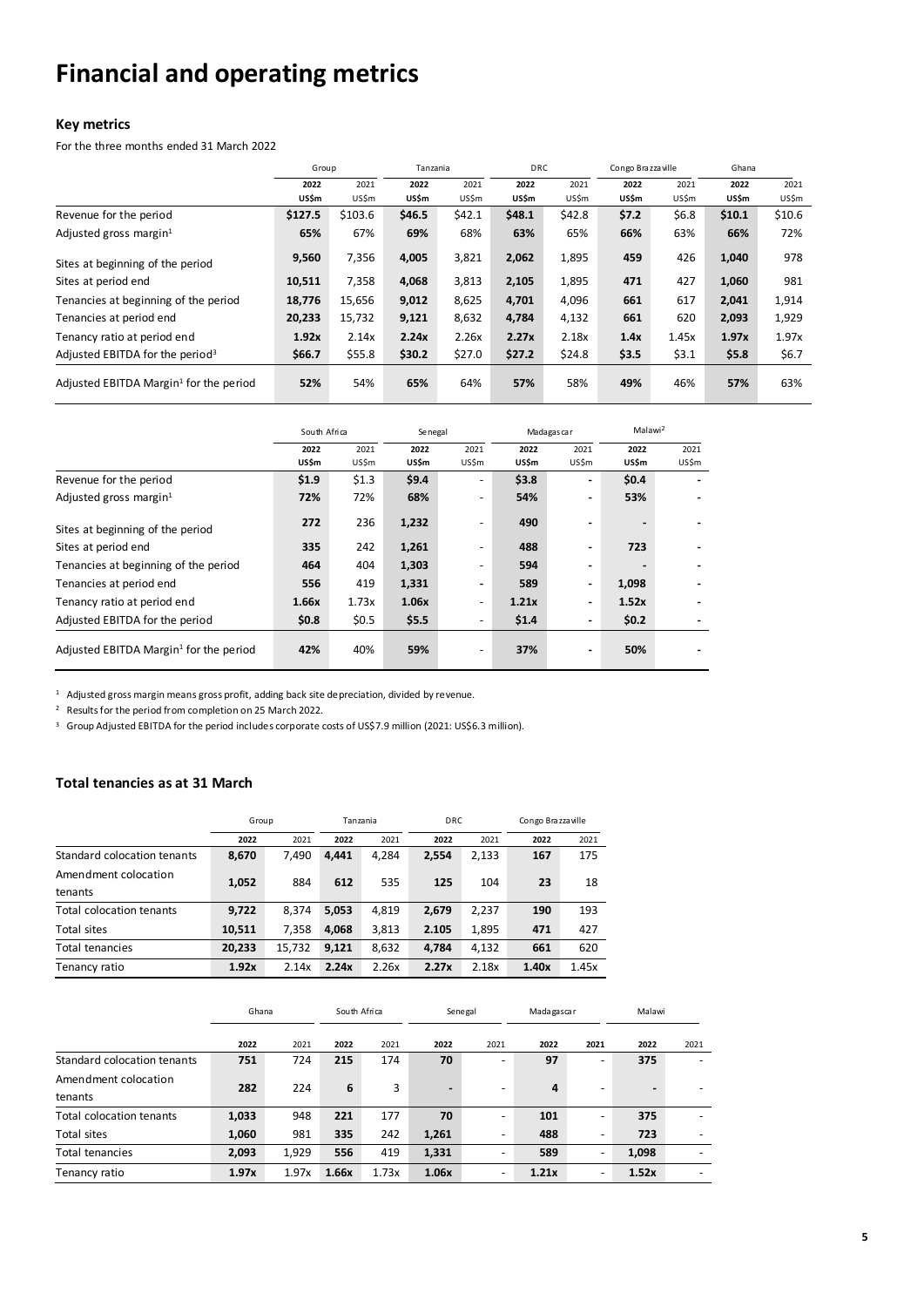# Financial and operating metrics

### Key metrics

For the three months ended 31 March 2022

| | Group | | Tanzania | | DRC | | Congo Brazzaville | | Ghana | |
|---|---|---|---|---|---|---|---|---|---|---|
| | **2022 US$m** | 2021 US$m | **2022 US$m** | 2021 US$m | **2022 US$m** | 2021 US$m | **2022 US$m** | 2021 US$m | **2022 US$m** | 2021 US$m |
| Revenue for the period | **$127.5** | $103.6 | **$46.5** | $42.1 | **$48.1** | $42.8 | **$7.2** | $6.8 | **$10.1** | $10.6 |
| Adjusted gross margin[1] | **65%** | 67% | **69%** | 68% | **63%** | 65% | **66%** | 63% | **66%** | 72% |
| Sites at beginning of the period | **9,560** | 7,356 | **4,005** | 3,821 | **2,062** | 1,895 | **459** | 426 | **1,040** | 978 |
| Sites at period end | **10,511** | 7,358 | **4,068** | 3,813 | **2,105** | 1,895 | **471** | 427 | **1,060** | 981 |
| Tenancies at beginning of the period | **18,776** | 15,656 | **9,012** | 8,625 | **4,701** | 4,096 | **661** | 617 | **2,041** | 1,914 |
| Tenancies at period end | **20,233** | 15,732 | **9,121** | 8,632 | **4,784** | 4,132 | **661** | 620 | **2,093** | 1,929 |
| Tenancy ratio at period end | **1.92x** | 2.14x | **2.24x** | 2.26x | **2.27x** | 2.18x | **1.4x** | 1.45x | **1.97x** | 1.97x |
| Adjusted EBITDA for the period[3] | **$66.7** | $55.8 | **$30.2** | $27.0 | **$27.2** | $24.8 | **$3.5** | $3.1 | **$5.8** | $6.7 |
| Adjusted EBITDA Margin[1] for the period | **52%** | 54% | **65%** | 64% | **57%** | 58% | **49%** | 46% | **57%** | 63% |

| | South Africa | | Senegal | | Madagascar | | Malawi[2] | |
|---|---|---|---|---|---|---|---|---|
| | **2022 US$m** | 2021 US$m | **2022 US$m** | 2021 US$m | **2022 US$m** | 2021 US$m | **2022 US$m** | 2021 US$m |
| Revenue for the period | **$1.9** | $1.3 | **$9.4** | - | **$3.8** | - | **$0.4** | - |
| Adjusted gross margin[1] | **72%** | 72% | **68%** | - | **54%** | - | **53%** | - |
| Sites at beginning of the period | **272** | 236 | **1,232** | - | **490** | - | **-** | - |
| Sites at period end | **335** | 242 | **1,261** | - | **488** | - | **723** | - |
| Tenancies at beginning of the period | **464** | 404 | **1,303** | - | **594** | - | **-** | - |
| Tenancies at period end | **556** | 419 | **1,331** | - | **589** | - | **1,098** | - |
| Tenancy ratio at period end | **1.66x** | 1.73x | **1.06x** | - | **1.21x** | - | **1.52x** | - |
| Adjusted EBITDA for the period | **$0.8** | $0.5 | **$5.5** | - | **$1.4** | - | **$0.2** | - |
| Adjusted EBITDA Margin[1] for the period | **42%** | 40% | **59%** | - | **37%** | - | **50%** | - |

[1] Adjusted gross margin means gross profit, adding back site depreciation, divided by revenue.

[2] Results for the period from completion on 25 March 2022.

[3] Group Adjusted EBITDA for the period includes corporate costs of US$7.9 million (2021: US$6.3 million).

### Total tenancies as at 31 March

| | Group | | Tanzania | | DRC | | Congo Brazzaville | |
|---|---|---|---|---|---|---|---|---|
| | **2022** | 2021 | **2022** | 2021 | **2022** | 2021 | **2022** | 2021 |
| Standard colocation tenants | **8,670** | 7,490 | **4,441** | 4,284 | **2,554** | 2,133 | **167** | 175 |
| Amendment colocation tenants | **1,052** | 884 | **612** | 535 | **125** | 104 | **23** | 18 |
| Total colocation tenants | **9,722** | 8,374 | **5,053** | 4,819 | **2,679** | 2,237 | **190** | 193 |
| Total sites | **10,511** | 7,358 | **4,068** | 3,813 | **2.105** | 1,895 | **471** | 427 |
| Total tenancies | **20,233** | 15,732 | **9,121** | 8,632 | **4,784** | 4,132 | **661** | 620 |
| Tenancy ratio | **1.92x** | 2.14x | **2.24x** | 2.26x | **2.27x** | 2.18x | **1.40x** | 1.45x |

| | Ghana | | South Africa | | Senegal | | Madagascar | | Malawi | |
|---|---|---|---|---|---|---|---|---|---|---|
| | **2022** | 2021 | **2022** | 2021 | **2022** | 2021 | **2022** | **2021** | **2022** | 2021 |
| Standard colocation tenants | **751** | 724 | **215** | 174 | **70** | - | **97** | - | **375** | - |
| Amendment colocation tenants | **282** | 224 | **6** | 3 | **-** | - | **4** | - | **-** | - |
| Total colocation tenants | **1,033** | 948 | **221** | 177 | **70** | - | **101** | - | **375** | - |
| Total sites | **1,060** | 981 | **335** | 242 | **1,261** | - | **488** | - | **723** | - |
| Total tenancies | **2,093** | 1,929 | **556** | 419 | **1,331** | - | **589** | - | **1,098** | - |
| Tenancy ratio | **1.97x** | 1.97x | **1.66x** | 1.73x | **1.06x** | - | **1.21x** | - | **1.52x** | - |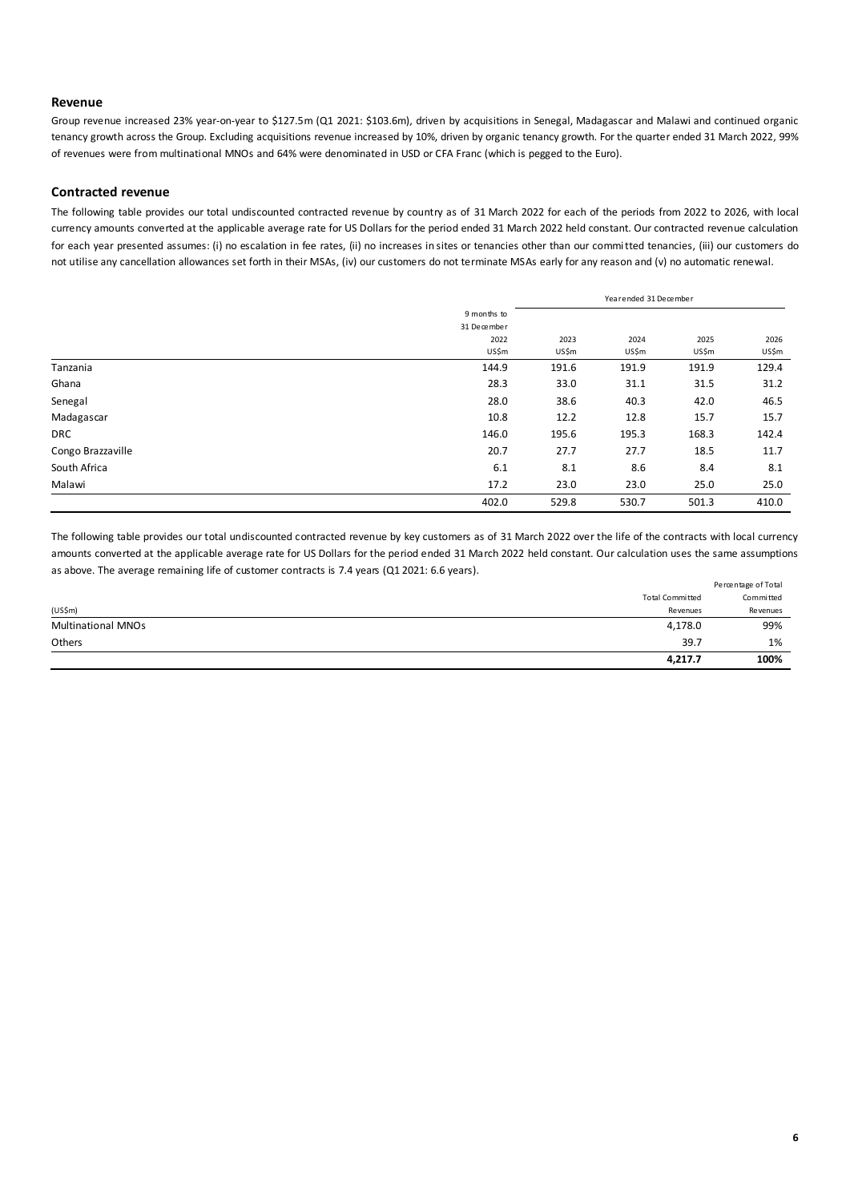## Revenue

Group revenue increased 23% year-on-year to $127.5m (Q1 2021: $103.6m), driven by acquisitions in Senegal, Madagascar and Malawi and continued organic tenancy growth across the Group. Excluding acquisitions revenue increased by 10%, driven by organic tenancy growth. For the quarter ended 31 March 2022, 99% of revenues were from multinational MNOs and 64% were denominated in USD or CFA Franc (which is pegged to the Euro).

## Contracted revenue

The following table provides our total undiscounted contracted revenue by country as of 31 March 2022 for each of the periods from 2022 to 2026, with local currency amounts converted at the applicable average rate for US Dollars for the period ended 31 March 2022 held constant. Our contracted revenue calculation for each year presented assumes: (i) no escalation in fee rates, (ii) no increases in sites or tenancies other than our committed tenancies, (iii) our customers do not utilise any cancellation allowances set forth in their MSAs, (iv) our customers do not terminate MSAs early for any reason and (v) no automatic renewal.

| | 9 months to 31 December | Year ended 31 December | | | |
|---|---|---|---|---|---|
| | 2022 | 2023 | 2024 | 2025 | 2026 |
| | US$m | US$m | US$m | US$m | US$m |
| Tanzania | 144.9 | 191.6 | 191.9 | 191.9 | 129.4 |
| Ghana | 28.3 | 33.0 | 31.1 | 31.5 | 31.2 |
| Senegal | 28.0 | 38.6 | 40.3 | 42.0 | 46.5 |
| Madagascar | 10.8 | 12.2 | 12.8 | 15.7 | 15.7 |
| DRC | 146.0 | 195.6 | 195.3 | 168.3 | 142.4 |
| Congo Brazzaville | 20.7 | 27.7 | 27.7 | 18.5 | 11.7 |
| South Africa | 6.1 | 8.1 | 8.6 | 8.4 | 8.1 |
| Malawi | 17.2 | 23.0 | 23.0 | 25.0 | 25.0 |
| | 402.0 | 529.8 | 530.7 | 501.3 | 410.0 |

The following table provides our total undiscounted contracted revenue by key customers as of 31 March 2022 over the life of the contracts with local currency amounts converted at the applicable average rate for US Dollars for the period ended 31 March 2022 held constant. Our calculation uses the same assumptions as above. The average remaining life of customer contracts is 7.4 years (Q1 2021: 6.6 years).

| (US$m) | Total Committed Revenues | Percentage of Total Committed Revenues |
|---|---|---|
| Multinational MNOs | 4,178.0 | 99% |
| Others | 39.7 | 1% |
| | **4,217.7** | **100%** |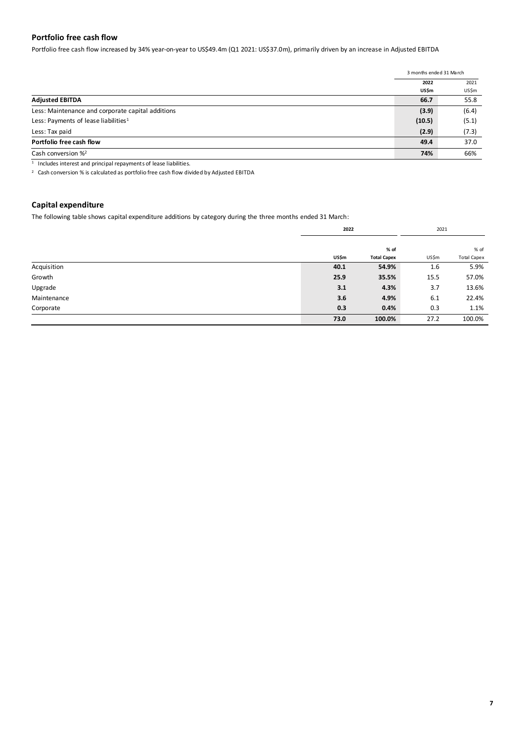## Portfolio free cash flow

Portfolio free cash flow increased by 34% year-on-year to US$49.4m (Q1 2021: US$37.0m), primarily driven by an increase in Adjusted EBITDA

| | 3 months ended 31 March | |
|---|---|---|
| | **2022** | 2021 |
| | **US$m** | US$m |
| **Adjusted EBITDA** | **66.7** | 55.8 |
| Less: Maintenance and corporate capital additions | **(3.9)** | (6.4) |
| Less: Payments of lease liabilities[1] | **(10.5)** | (5.1) |
| Less: Tax paid | **(2.9)** | (7.3) |
| **Portfolio free cash flow** | **49.4** | 37.0 |
| Cash conversion %[2] | **74%** | 66% |

[1] Includes interest and principal repayments of lease liabilities.

[2] Cash conversion % is calculated as portfolio free cash flow divided by Adjusted EBITDA

## Capital expenditure

The following table shows capital expenditure additions by category during the three months ended 31 March:

| | **2022** | | 2021 | |
|---|---|---|---|---|
| | **US$m** | **% of Total Capex** | US$m | % of Total Capex |
| Acquisition | **40.1** | **54.9%** | 1.6 | 5.9% |
| Growth | **25.9** | **35.5%** | 15.5 | 57.0% |
| Upgrade | **3.1** | **4.3%** | 3.7 | 13.6% |
| Maintenance | **3.6** | **4.9%** | 6.1 | 22.4% |
| Corporate | **0.3** | **0.4%** | 0.3 | 1.1% |
| | **73.0** | **100.0%** | 27.2 | 100.0% |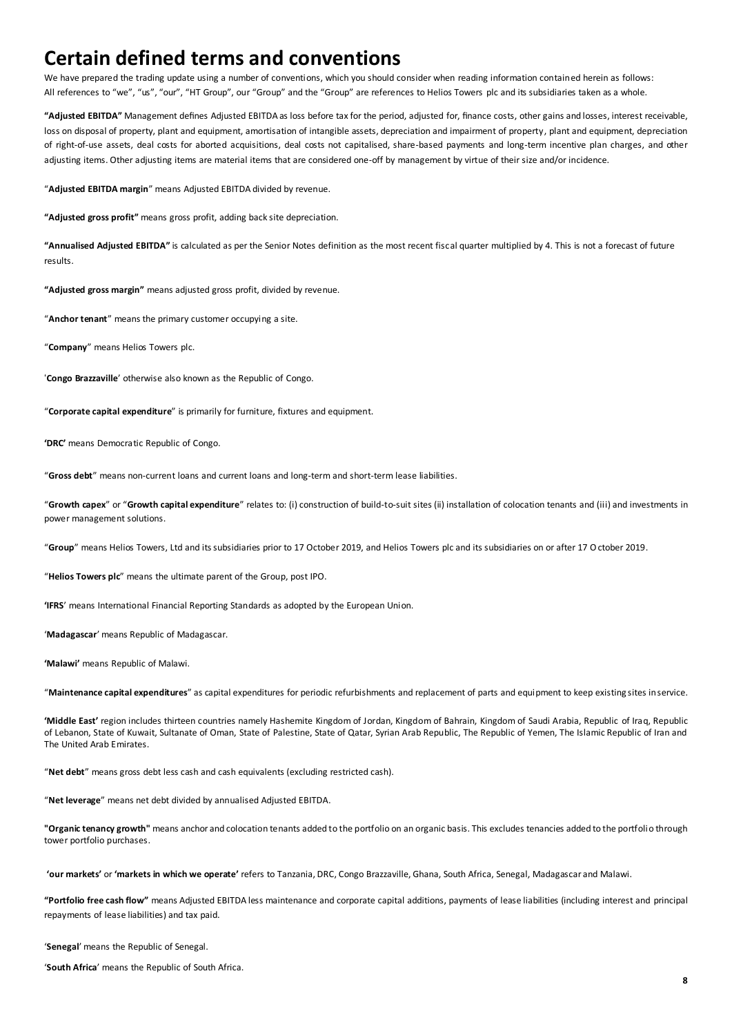# Certain defined terms and conventions

We have prepared the trading update using a number of conventions, which you should consider when reading information contained herein as follows:
All references to "we", "us", "our", "HT Group", our "Group" and the "Group" are references to Helios Towers plc and its subsidiaries taken as a whole.

**"Adjusted EBITDA"** Management defines Adjusted EBITDA as loss before tax for the period, adjusted for, finance costs, other gains and losses, interest receivable, loss on disposal of property, plant and equipment, amortisation of intangible assets, depreciation and impairment of property, plant and equipment, depreciation of right-of-use assets, deal costs for aborted acquisitions, deal costs not capitalised, share-based payments and long-term incentive plan charges, and other adjusting items. Other adjusting items are material items that are considered one-off by management by virtue of their size and/or incidence.

"**Adjusted EBITDA margin**" means Adjusted EBITDA divided by revenue.

**"Adjusted gross profit"** means gross profit, adding back site depreciation.

**"Annualised Adjusted EBITDA"** is calculated as per the Senior Notes definition as the most recent fiscal quarter multiplied by 4. This is not a forecast of future results.

**"Adjusted gross margin"** means adjusted gross profit, divided by revenue.

"**Anchor tenant**" means the primary customer occupying a site.

"**Company**" means Helios Towers plc.

'**Congo Brazzaville**' otherwise also known as the Republic of Congo.

"**Corporate capital expenditure**" is primarily for furniture, fixtures and equipment.

**'DRC'** means Democratic Republic of Congo.

"**Gross debt**" means non-current loans and current loans and long-term and short-term lease liabilities.

"**Growth capex**" or "**Growth capital expenditure**" relates to: (i) construction of build-to-suit sites (ii) installation of colocation tenants and (iii) and investments in power management solutions.

"**Group**" means Helios Towers, Ltd and its subsidiaries prior to 17 October 2019, and Helios Towers plc and its subsidiaries on or after 17 October 2019.

"**Helios Towers plc**" means the ultimate parent of the Group, post IPO.

**'IFRS**' means International Financial Reporting Standards as adopted by the European Union.

'**Madagascar**' means Republic of Madagascar.

**'Malawi'** means Republic of Malawi.

"**Maintenance capital expenditures**" as capital expenditures for periodic refurbishments and replacement of parts and equipment to keep existing sites in service.

**'Middle East'** region includes thirteen countries namely Hashemite Kingdom of Jordan, Kingdom of Bahrain, Kingdom of Saudi Arabia, Republic of Iraq, Republic of Lebanon, State of Kuwait, Sultanate of Oman, State of Palestine, State of Qatar, Syrian Arab Republic, The Republic of Yemen, The Islamic Republic of Iran and The United Arab Emirates.

"**Net debt**" means gross debt less cash and cash equivalents (excluding restricted cash).

"**Net leverage**" means net debt divided by annualised Adjusted EBITDA.

**"Organic tenancy growth"** means anchor and colocation tenants added to the portfolio on an organic basis. This excludes tenancies added to the portfolio through tower portfolio purchases.

**'our markets'** or **'markets in which we operate'** refers to Tanzania, DRC, Congo Brazzaville, Ghana, South Africa, Senegal, Madagascar and Malawi.

**"Portfolio free cash flow"** means Adjusted EBITDA less maintenance and corporate capital additions, payments of lease liabilities (including interest and principal repayments of lease liabilities) and tax paid.

'**Senegal**' means the Republic of Senegal.

'**South Africa**' means the Republic of South Africa.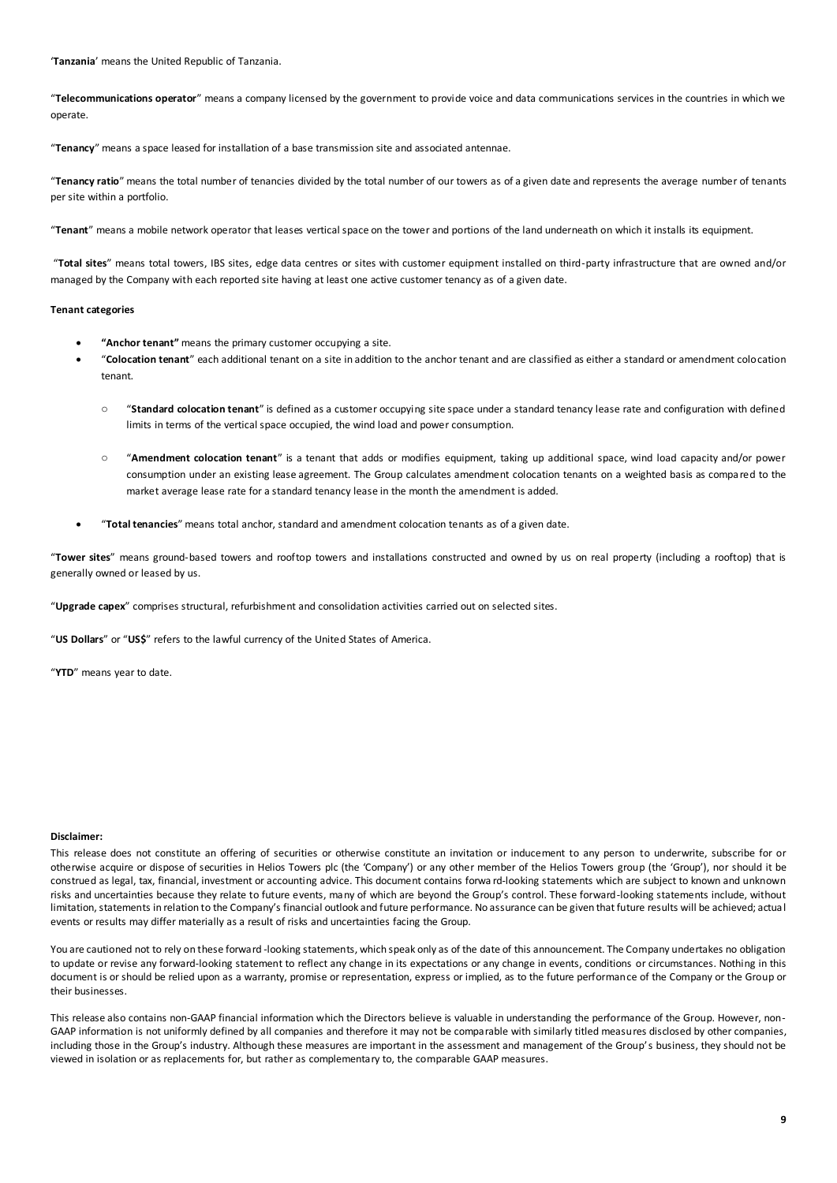'**Tanzania**' means the United Republic of Tanzania.

"**Telecommunications operator**" means a company licensed by the government to provide voice and data communications services in the countries in which we operate.

"**Tenancy**" means a space leased for installation of a base transmission site and associated antennae.

"**Tenancy ratio**" means the total number of tenancies divided by the total number of our towers as of a given date and represents the average number of tenants per site within a portfolio.

"**Tenant**" means a mobile network operator that leases vertical space on the tower and portions of the land underneath on which it installs its equipment.

"**Total sites**" means total towers, IBS sites, edge data centres or sites with customer equipment installed on third-party infrastructure that are owned and/or managed by the Company with each reported site having at least one active customer tenancy as of a given date.

**Tenant categories**

- **"Anchor tenant"** means the primary customer occupying a site.
- "**Colocation tenant**" each additional tenant on a site in addition to the anchor tenant and are classified as either a standard or amendment colocation tenant.
    - "**Standard colocation tenant**" is defined as a customer occupying site space under a standard tenancy lease rate and configuration with defined limits in terms of the vertical space occupied, the wind load and power consumption.
    - "**Amendment colocation tenant**" is a tenant that adds or modifies equipment, taking up additional space, wind load capacity and/or power consumption under an existing lease agreement. The Group calculates amendment colocation tenants on a weighted basis as compared to the market average lease rate for a standard tenancy lease in the month the amendment is added.
- "**Total tenancies**" means total anchor, standard and amendment colocation tenants as of a given date.

"**Tower sites**" means ground-based towers and rooftop towers and installations constructed and owned by us on real property (including a rooftop) that is generally owned or leased by us.

"**Upgrade capex**" comprises structural, refurbishment and consolidation activities carried out on selected sites.

"**US Dollars**" or "**US$**" refers to the lawful currency of the United States of America.

"**YTD**" means year to date.

**Disclaimer:**

This release does not constitute an offering of securities or otherwise constitute an invitation or inducement to any person to underwrite, subscribe for or otherwise acquire or dispose of securities in Helios Towers plc (the 'Company') or any other member of the Helios Towers group (the 'Group'), nor should it be construed as legal, tax, financial, investment or accounting advice. This document contains forward-looking statements which are subject to known and unknown risks and uncertainties because they relate to future events, many of which are beyond the Group's control. These forward-looking statements include, without limitation, statements in relation to the Company's financial outlook and future performance. No assurance can be given that future results will be achieved; actual events or results may differ materially as a result of risks and uncertainties facing the Group.

You are cautioned not to rely on these forward-looking statements, which speak only as of the date of this announcement. The Company undertakes no obligation to update or revise any forward-looking statement to reflect any change in its expectations or any change in events, conditions or circumstances. Nothing in this document is or should be relied upon as a warranty, promise or representation, express or implied, as to the future performance of the Company or the Group or their businesses.

This release also contains non-GAAP financial information which the Directors believe is valuable in understanding the performance of the Group. However, non-GAAP information is not uniformly defined by all companies and therefore it may not be comparable with similarly titled measures disclosed by other companies, including those in the Group's industry. Although these measures are important in the assessment and management of the Group's business, they should not be viewed in isolation or as replacements for, but rather as complementary to, the comparable GAAP measures.